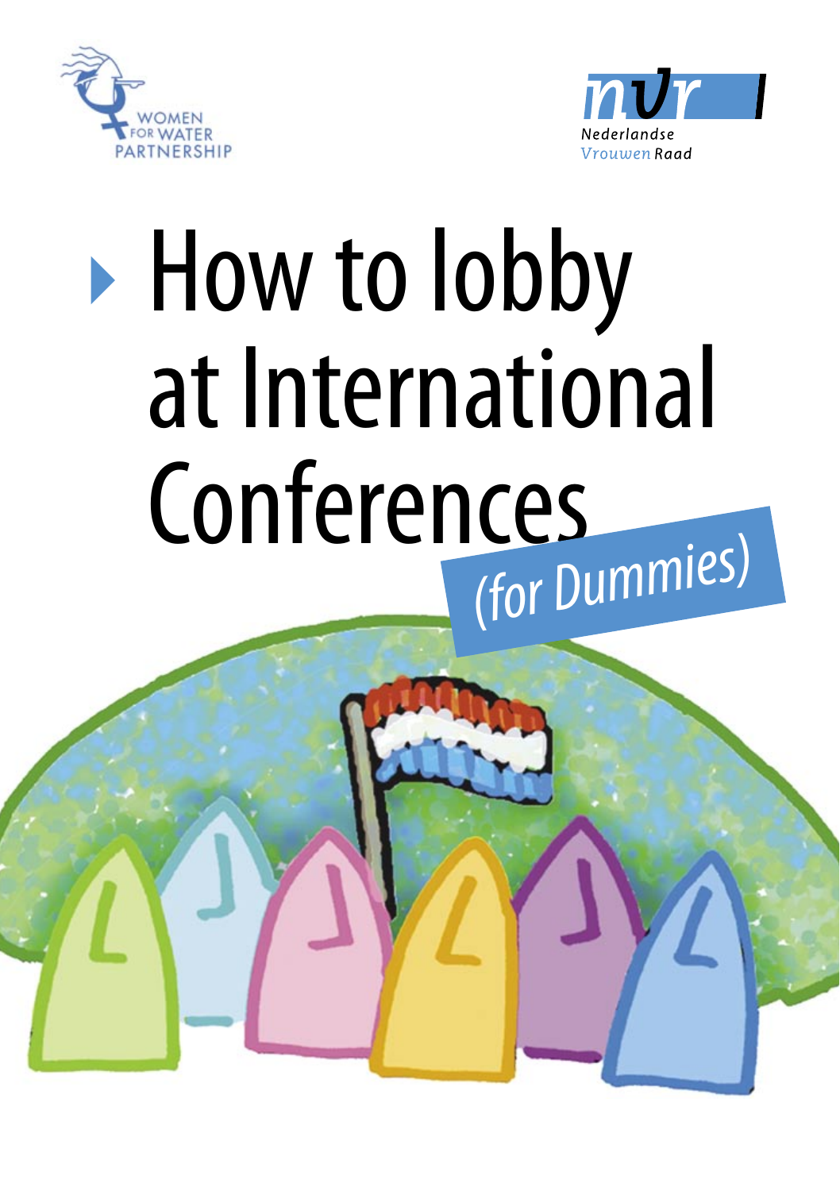WOMEN FOR WATER PARTNERSHIP

nvr Nederlandse Vrouwen Raad

# How to lobby at International Conferences *(for Dummies)*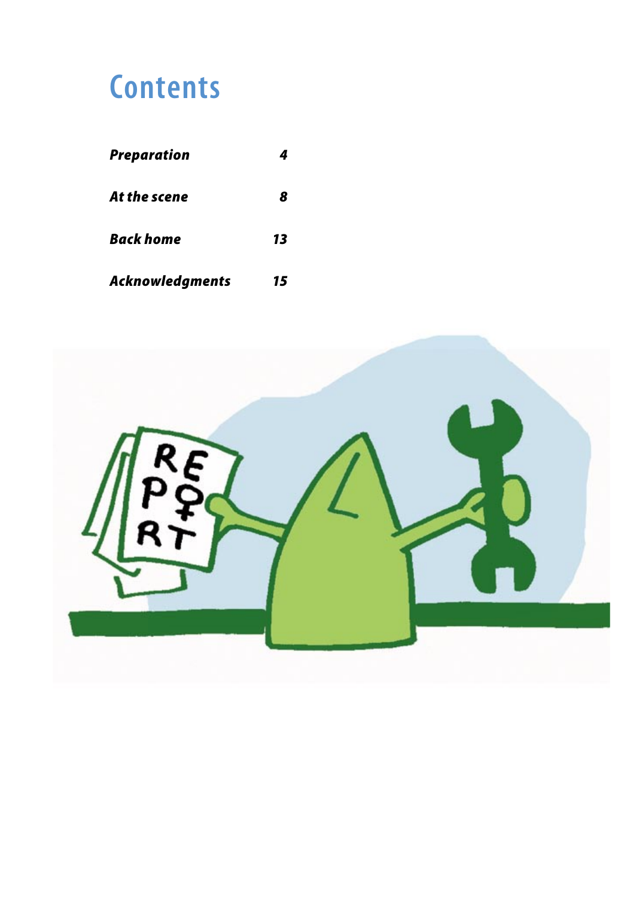# Contents

| | |
|---|---|
| ***Preparation*** | ***4*** |
| ***At the scene*** | ***8*** |
| ***Back home*** | ***13*** |
| ***Acknowledgments*** | ***15*** |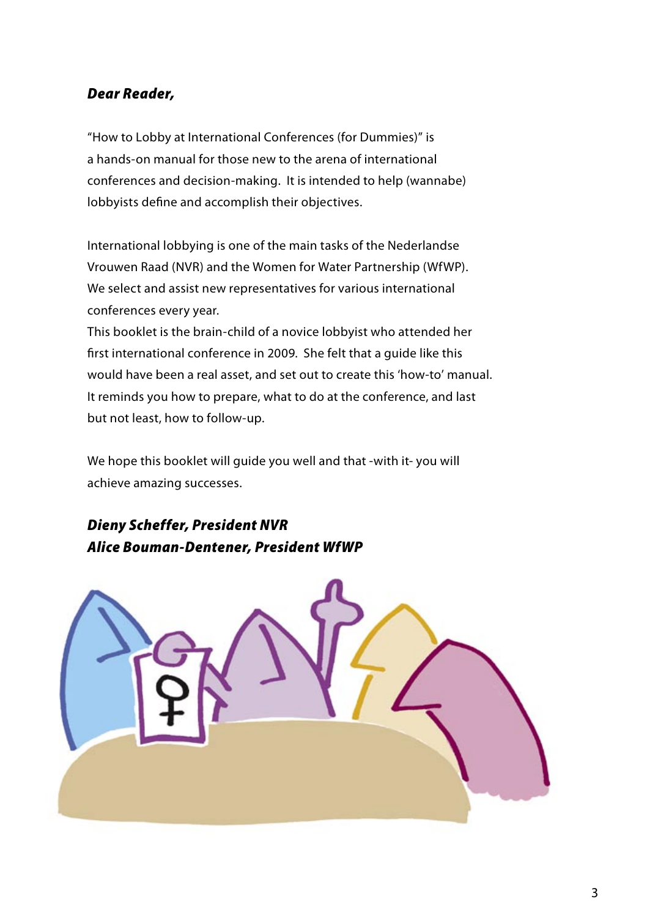***Dear Reader,***

"How to Lobby at International Conferences (for Dummies)" is a hands-on manual for those new to the arena of international conferences and decision-making. It is intended to help (wannabe) lobbyists define and accomplish their objectives.

International lobbying is one of the main tasks of the Nederlandse Vrouwen Raad (NVR) and the Women for Water Partnership (WfWP). We select and assist new representatives for various international conferences every year.
This booklet is the brain-child of a novice lobbyist who attended her first international conference in 2009. She felt that a guide like this would have been a real asset, and set out to create this 'how-to' manual. It reminds you how to prepare, what to do at the conference, and last but not least, how to follow-up.

We hope this booklet will guide you well and that -with it- you will achieve amazing successes.

***Dieny Scheffer, President NVR***
***Alice Bouman-Dentener, President WfWP***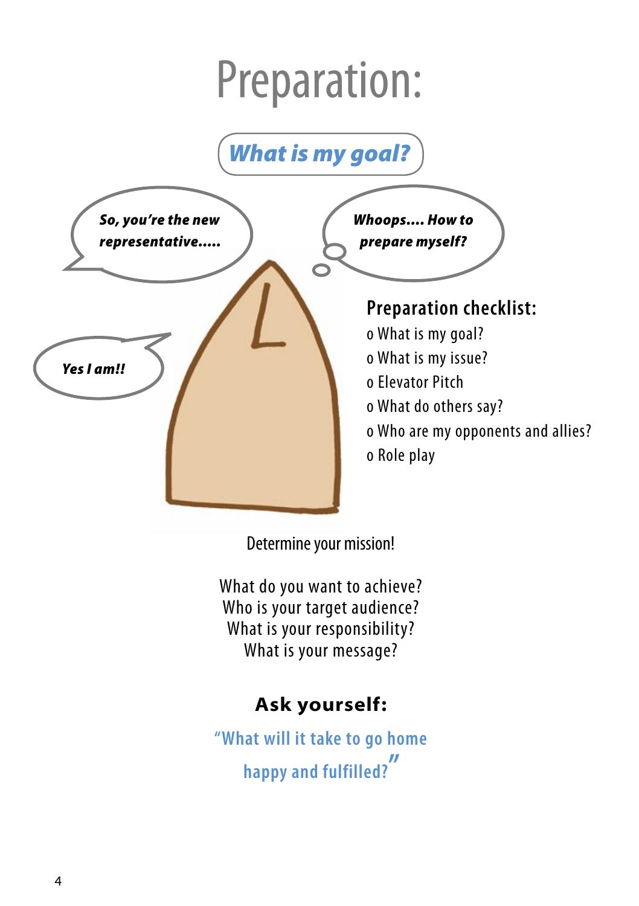# Preparation:

## *What is my goal?*

***So, you're the new representative.....***

***Whoops.... How to prepare myself?***

***Yes I am!!***

### Preparation checklist:

- o What is my goal?
- o What is my issue?
- o Elevator Pitch
- o What do others say?
- o Who are my opponents and allies?
- o Role play

Determine your mission!

What do you want to achieve?
Who is your target audience?
What is your responsibility?
What is your message?

### Ask yourself:

"What will it take to go home happy and fulfilled?"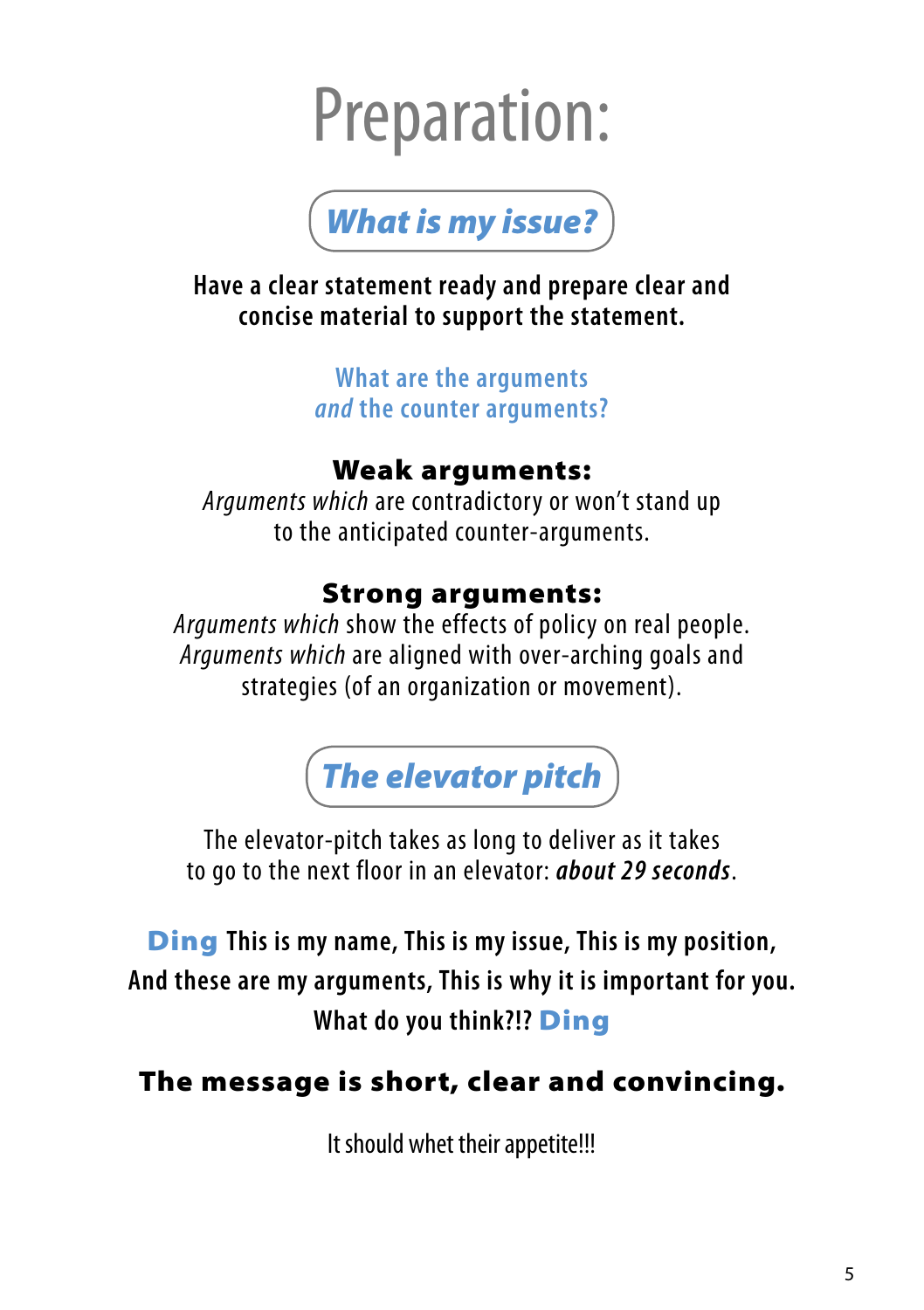# Preparation:

## *What is my issue?*

**Have a clear statement ready and prepare clear and concise material to support the statement.**

What are the arguments
*and* the counter arguments?

**Weak arguments:**
*Arguments which* are contradictory or won't stand up to the anticipated counter-arguments.

**Strong arguments:**
*Arguments which* show the effects of policy on real people.
*Arguments which* are aligned with over-arching goals and strategies (of an organization or movement).

## *The elevator pitch*

The elevator-pitch takes as long to deliver as it takes to go to the next floor in an elevator: ***about 29 seconds***.

**Ding This is my name, This is my issue, This is my position, And these are my arguments, This is why it is important for you. What do you think?!? Ding**

**The message is short, clear and convincing.**

It should whet their appetite!!!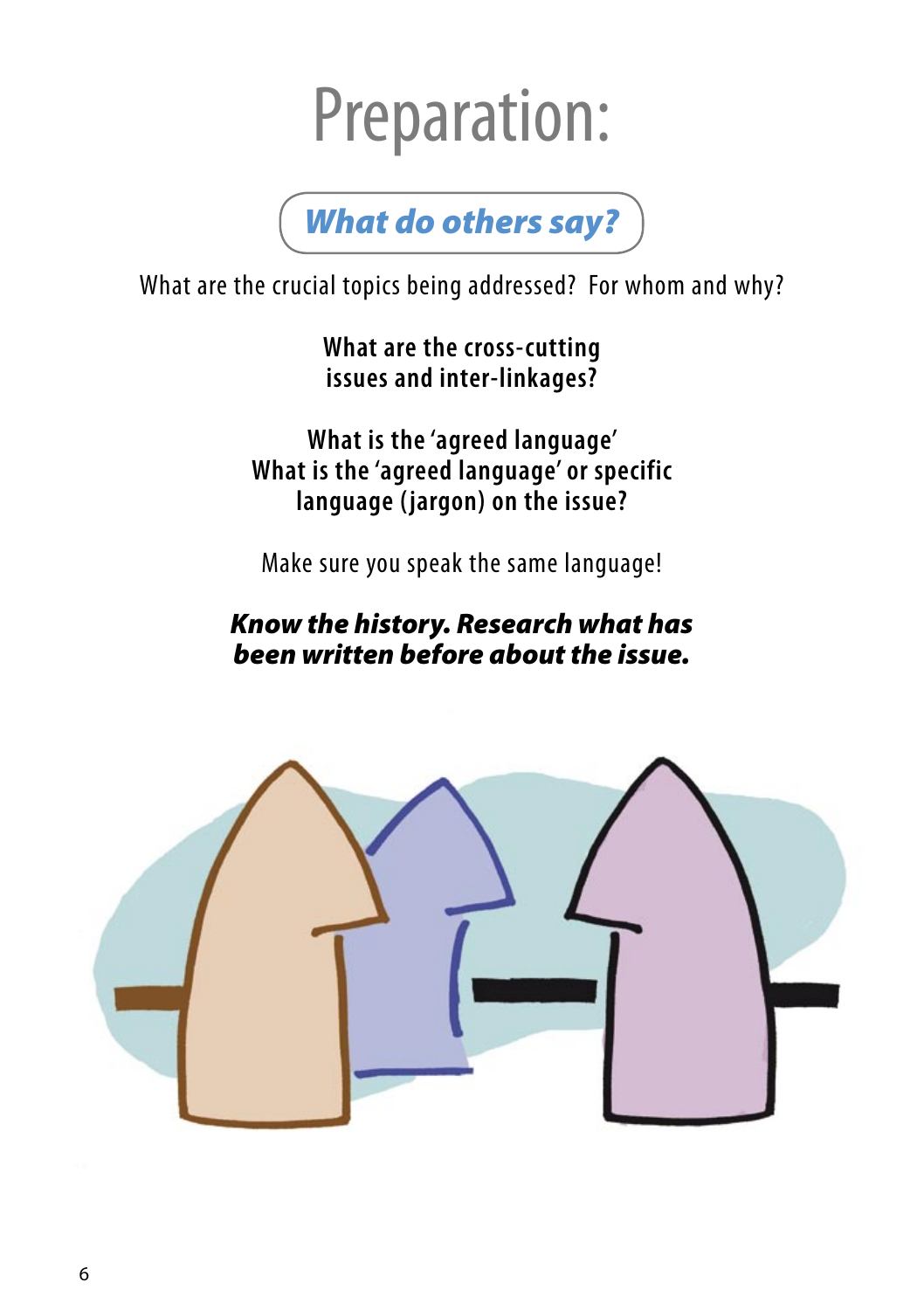# Preparation:

## *What do others say?*

What are the crucial topics being addressed? For whom and why?

**What are the cross-cutting issues and inter-linkages?**

**What is the 'agreed language'**
**What is the 'agreed language' or specific language (jargon) on the issue?**

Make sure you speak the same language!

***Know the history. Research what has been written before about the issue.***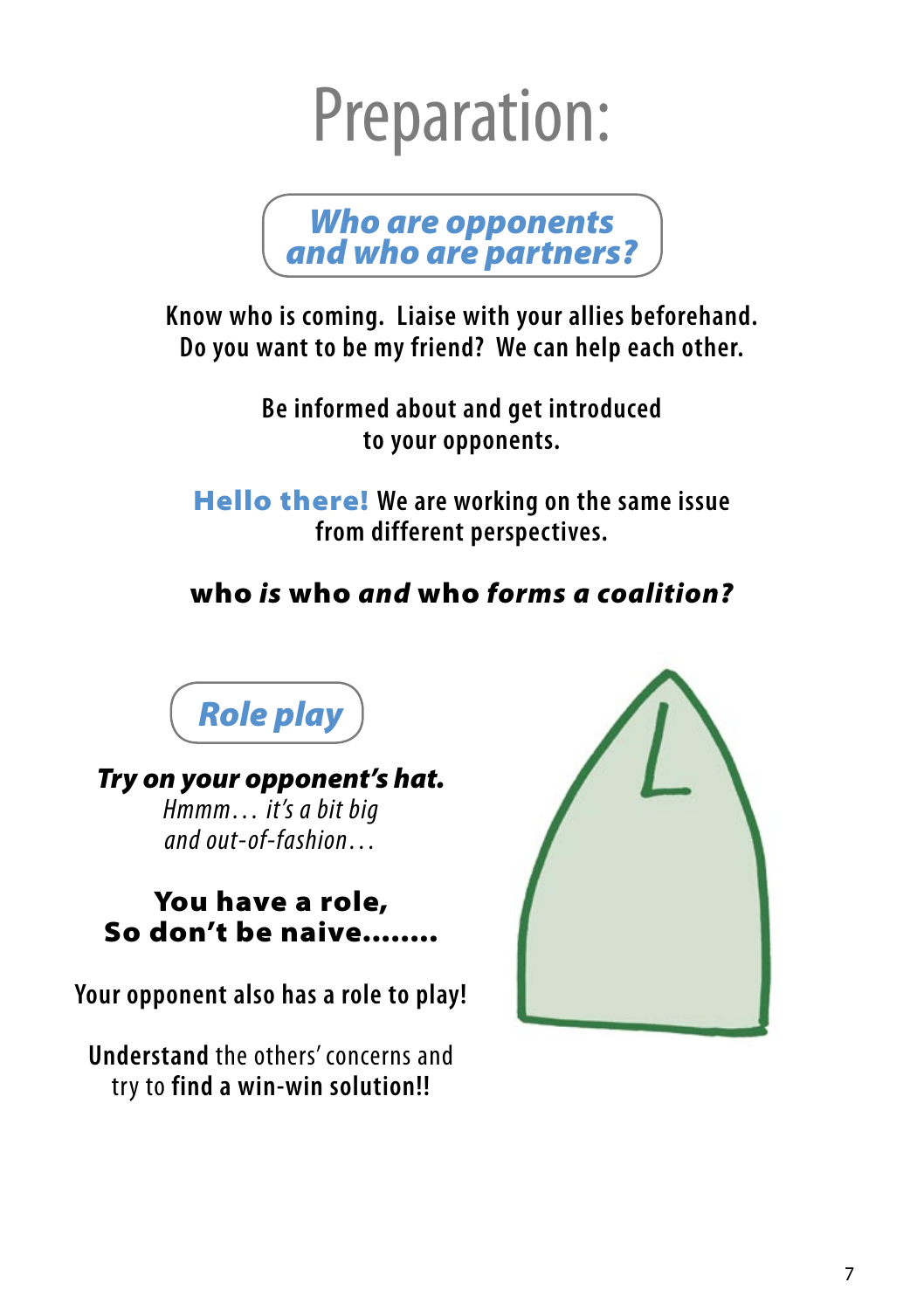# Preparation:

## *Who are opponents and who are partners?*

Know who is coming. Liaise with your allies beforehand.
Do you want to be my friend? We can help each other.

Be informed about and get introduced to your opponents.

**Hello there!** We are working on the same issue from different perspectives.

**who *is* who *and* who *forms a coalition?***

## *Role play*

***Try on your opponent's hat.***
*Hmmm… it's a bit big and out-of-fashion…*

**You have a role,
So don't be naive……..**

Your opponent also has a role to play!

**Understand** the others' concerns and try to **find a win-win solution!!**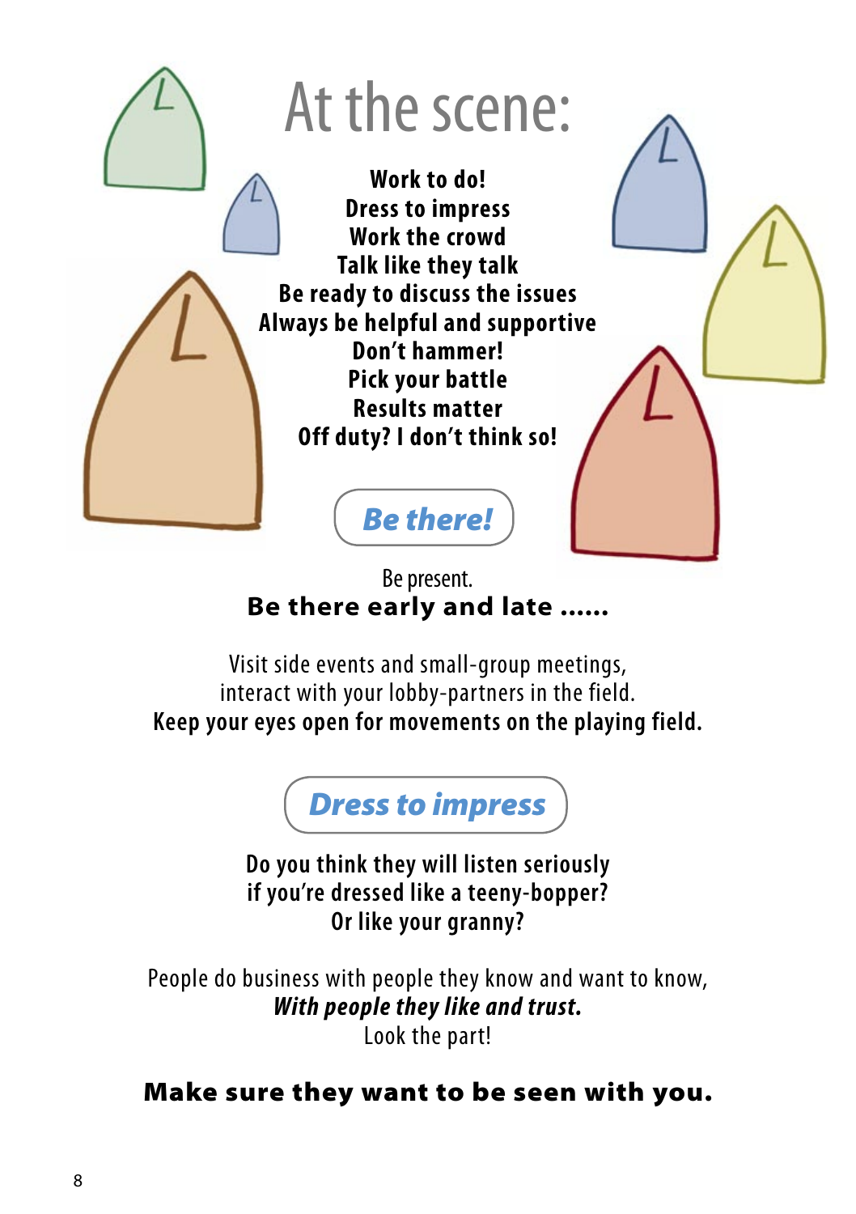# At the scene:

**Work to do!**
**Dress to impress**
**Work the crowd**
**Talk like they talk**
**Be ready to discuss the issues**
**Always be helpful and supportive**
**Don't hammer!**
**Pick your battle**
**Results matter**
**Off duty? I don't think so!**

## *Be there!*

Be present.
**Be there early and late ……**

Visit side events and small-group meetings,
interact with your lobby-partners in the field.
**Keep your eyes open for movements on the playing field.**

## *Dress to impress*

**Do you think they will listen seriously**
**if you're dressed like a teeny-bopper?**
**Or like your granny?**

People do business with people they know and want to know,
***With people they like and trust.***
Look the part!

**Make sure they want to be seen with you.**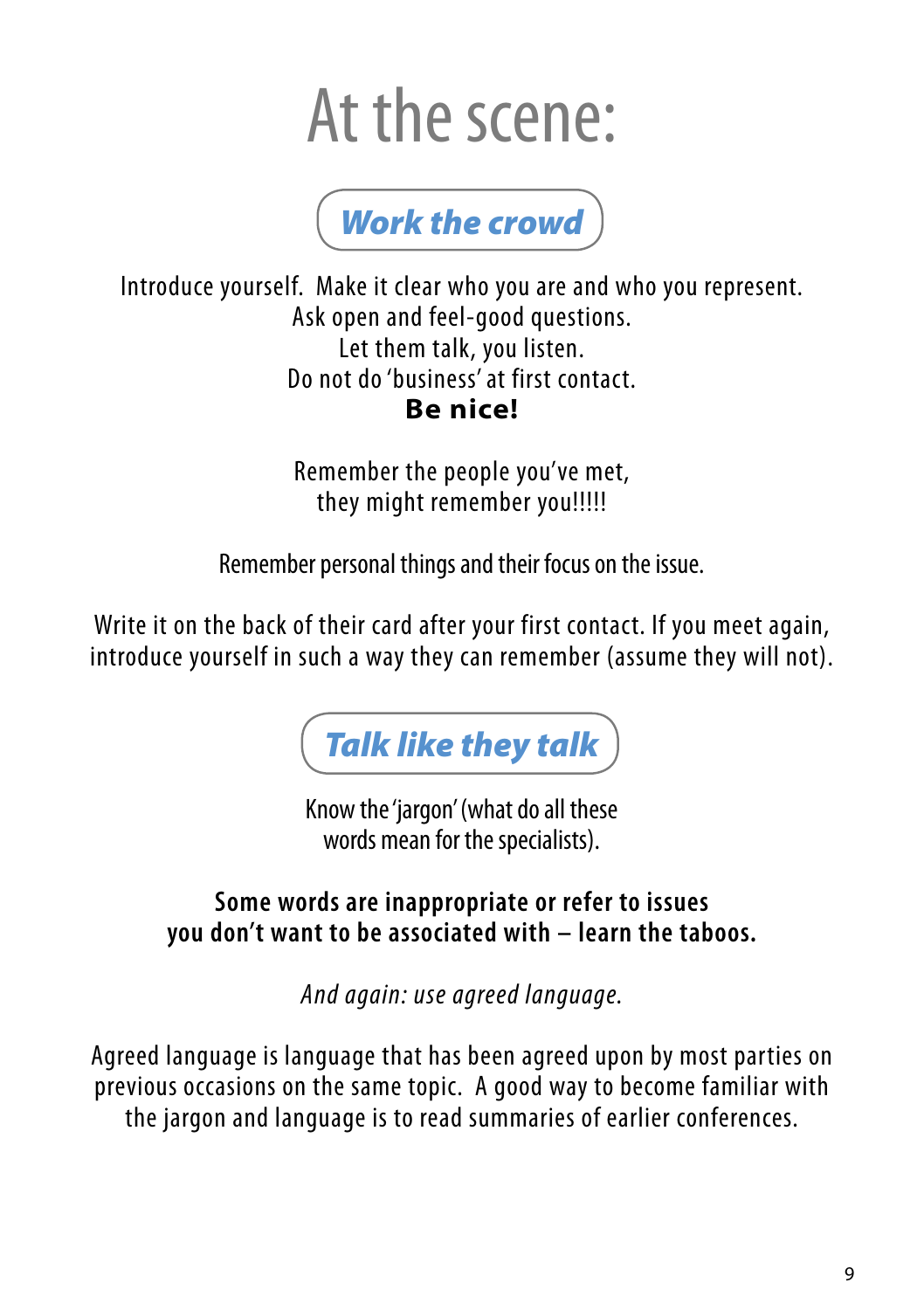# At the scene:

## *Work the crowd*

Introduce yourself. Make it clear who you are and who you represent.
Ask open and feel-good questions.
Let them talk, you listen.
Do not do 'business' at first contact.
**Be nice!**

Remember the people you've met,
they might remember you!!!!!

Remember personal things and their focus on the issue.

Write it on the back of their card after your first contact. If you meet again, introduce yourself in such a way they can remember (assume they will not).

## *Talk like they talk*

Know the 'jargon' (what do all these words mean for the specialists).

**Some words are inappropriate or refer to issues you don't want to be associated with – learn the taboos.**

*And again: use agreed language.*

Agreed language is language that has been agreed upon by most parties on previous occasions on the same topic. A good way to become familiar with the jargon and language is to read summaries of earlier conferences.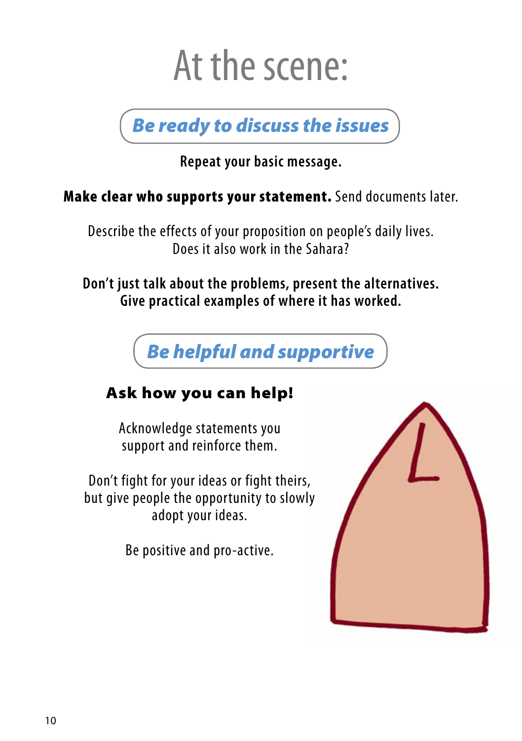# At the scene:

## *Be ready to discuss the issues*

**Repeat your basic message.**

**Make clear who supports your statement.** Send documents later.

Describe the effects of your proposition on people's daily lives.
Does it also work in the Sahara?

**Don't just talk about the problems, present the alternatives.**
**Give practical examples of where it has worked.**

## *Be helpful and supportive*

**Ask how you can help!**

Acknowledge statements you support and reinforce them.

Don't fight for your ideas or fight theirs, but give people the opportunity to slowly adopt your ideas.

Be positive and pro-active.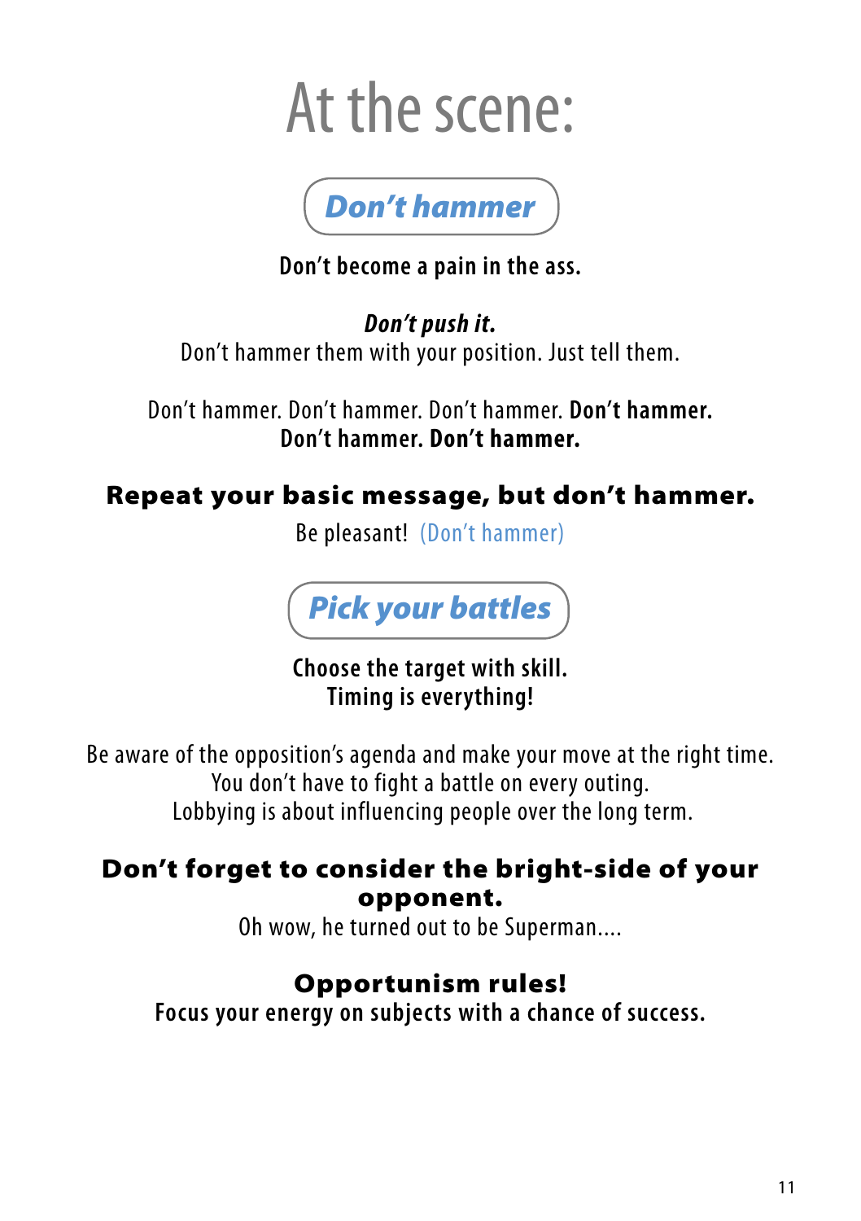# At the scene:

## *Don't hammer*

**Don't become a pain in the ass.**

***Don't push it.***
Don't hammer them with your position. Just tell them.

Don't hammer. Don't hammer. Don't hammer. **Don't hammer.**
**Don't hammer. Don't hammer.**

### Repeat your basic message, but don't hammer.

Be pleasant! (Don't hammer)

## *Pick your battles*

**Choose the target with skill.**
**Timing is everything!**

Be aware of the opposition's agenda and make your move at the right time.
You don't have to fight a battle on every outing.
Lobbying is about influencing people over the long term.

### Don't forget to consider the bright-side of your opponent.

Oh wow, he turned out to be Superman....

### Opportunism rules!

**Focus your energy on subjects with a chance of success.**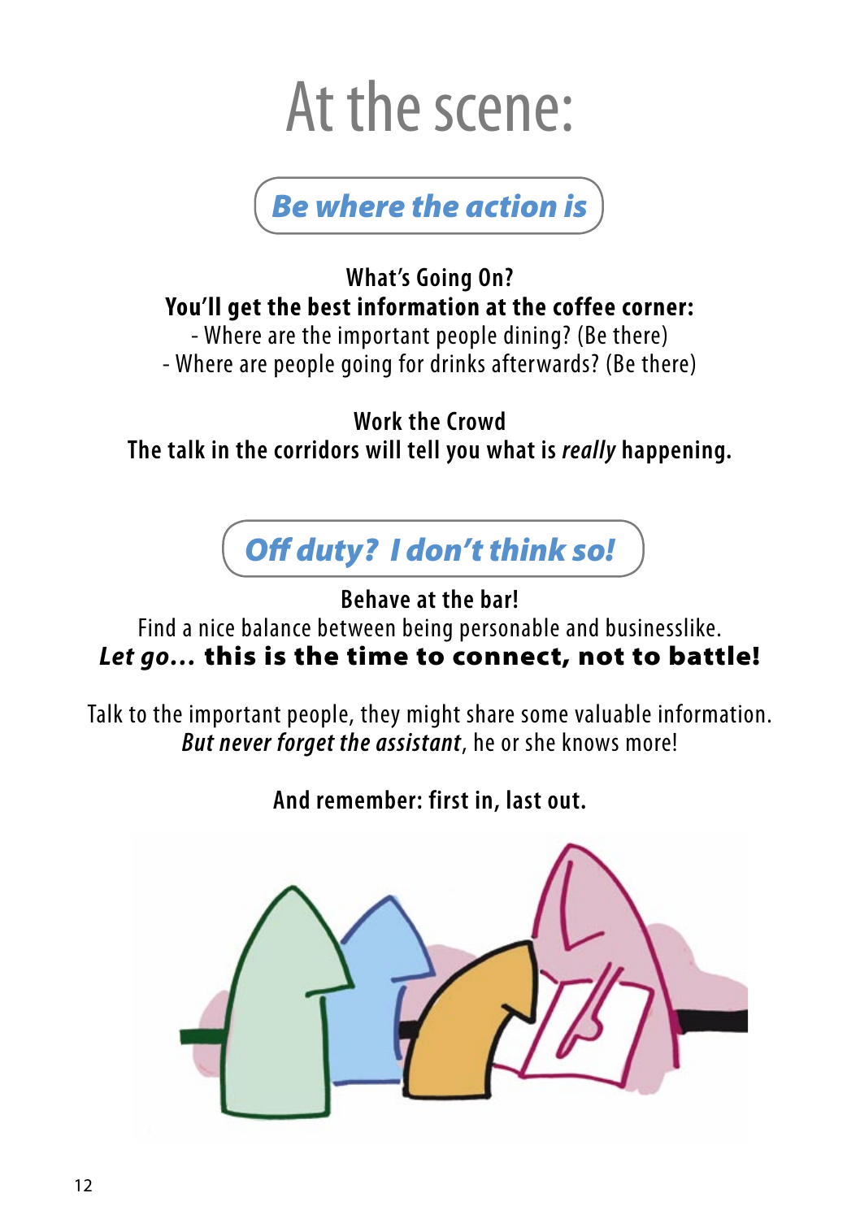# At the scene:

## *Be where the action is*

**What's Going On?**
**You'll get the best information at the coffee corner:**
- Where are the important people dining? (Be there)
- Where are people going for drinks afterwards? (Be there)

**Work the Crowd**
**The talk in the corridors will tell you what is *really* happening.**

## *Off duty? I don't think so!*

**Behave at the bar!**
Find a nice balance between being personable and businesslike.
***Let go…* this is the time to connect, not to battle!**

Talk to the important people, they might share some valuable information.
*But never forget the assistant*, he or she knows more!

**And remember: first in, last out.**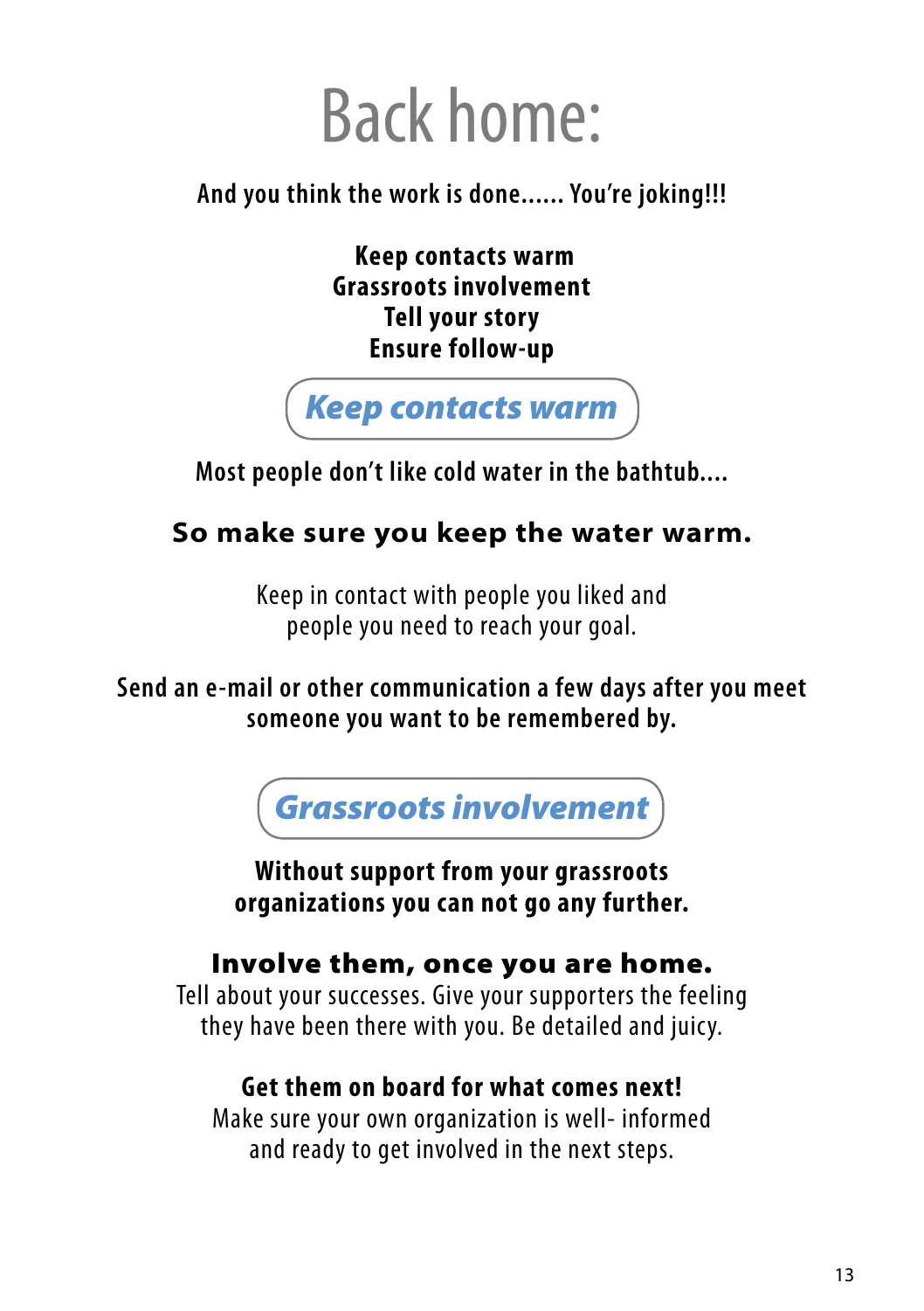# Back home:

**And you think the work is done...... You're joking!!!**

**Keep contacts warm**
**Grassroots involvement**
**Tell your story**
**Ensure follow-up**

## *Keep contacts warm*

**Most people don't like cold water in the bathtub....**

**So make sure you keep the water warm.**

Keep in contact with people you liked and people you need to reach your goal.

**Send an e-mail or other communication a few days after you meet someone you want to be remembered by.**

## *Grassroots involvement*

**Without support from your grassroots organizations you can not go any further.**

**Involve them, once you are home.**
Tell about your successes. Give your supporters the feeling they have been there with you. Be detailed and juicy.

**Get them on board for what comes next!**
Make sure your own organization is well- informed and ready to get involved in the next steps.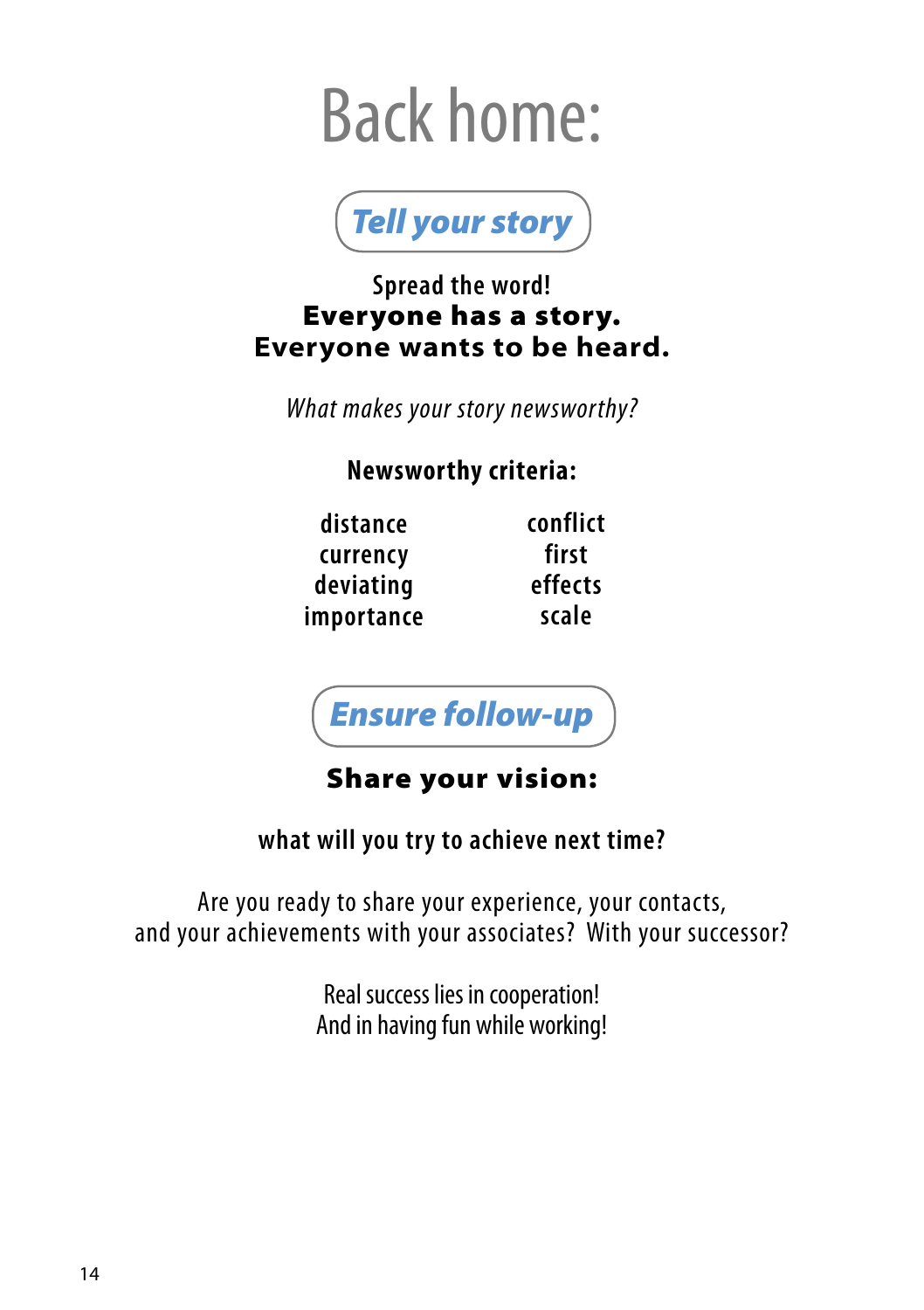# Back home:

## *Tell your story*

Spread the word!
**Everyone has a story.**
**Everyone wants to be heard.**

*What makes your story newsworthy?*

**Newsworthy criteria:**

| | |
|---|---|
| distance | conflict |
| currency | first |
| deviating | effects |
| importance | scale |

## *Ensure follow-up*

**Share your vision:**

**what will you try to achieve next time?**

Are you ready to share your experience, your contacts, and your achievements with your associates? With your successor?

Real success lies in cooperation!
And in having fun while working!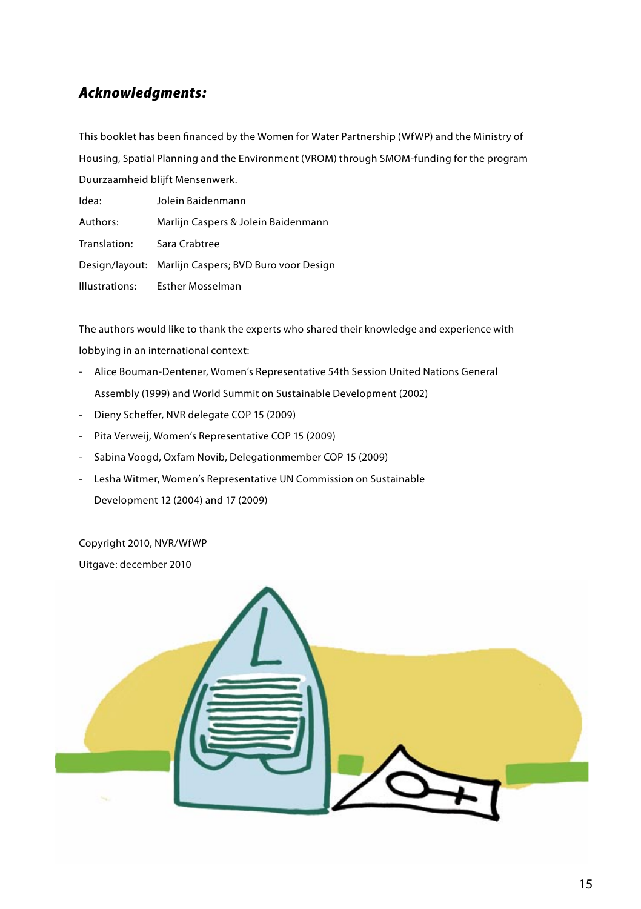### ***Acknowledgments:***

This booklet has been financed by the Women for Water Partnership (WfWP) and the Ministry of Housing, Spatial Planning and the Environment (VROM) through SMOM-funding for the program Duurzaamheid blijft Mensenwerk.

| | |
|---|---|
| Idea: | Jolein Baidenmann |
| Authors: | Marlijn Caspers & Jolein Baidenmann |
| Translation: | Sara Crabtree |
| Design/layout: | Marlijn Caspers; BVD Buro voor Design |
| Illustrations: | Esther Mosselman |

The authors would like to thank the experts who shared their knowledge and experience with lobbying in an international context:

- Alice Bouman-Dentener, Women's Representative 54th Session United Nations General Assembly (1999) and World Summit on Sustainable Development (2002)
- Dieny Scheffer, NVR delegate COP 15 (2009)
- Pita Verweij, Women's Representative COP 15 (2009)
- Sabina Voogd, Oxfam Novib, Delegationmember COP 15 (2009)
- Lesha Witmer, Women's Representative UN Commission on Sustainable Development 12 (2004) and 17 (2009)

Copyright 2010, NVR/WfWP

Uitgave: december 2010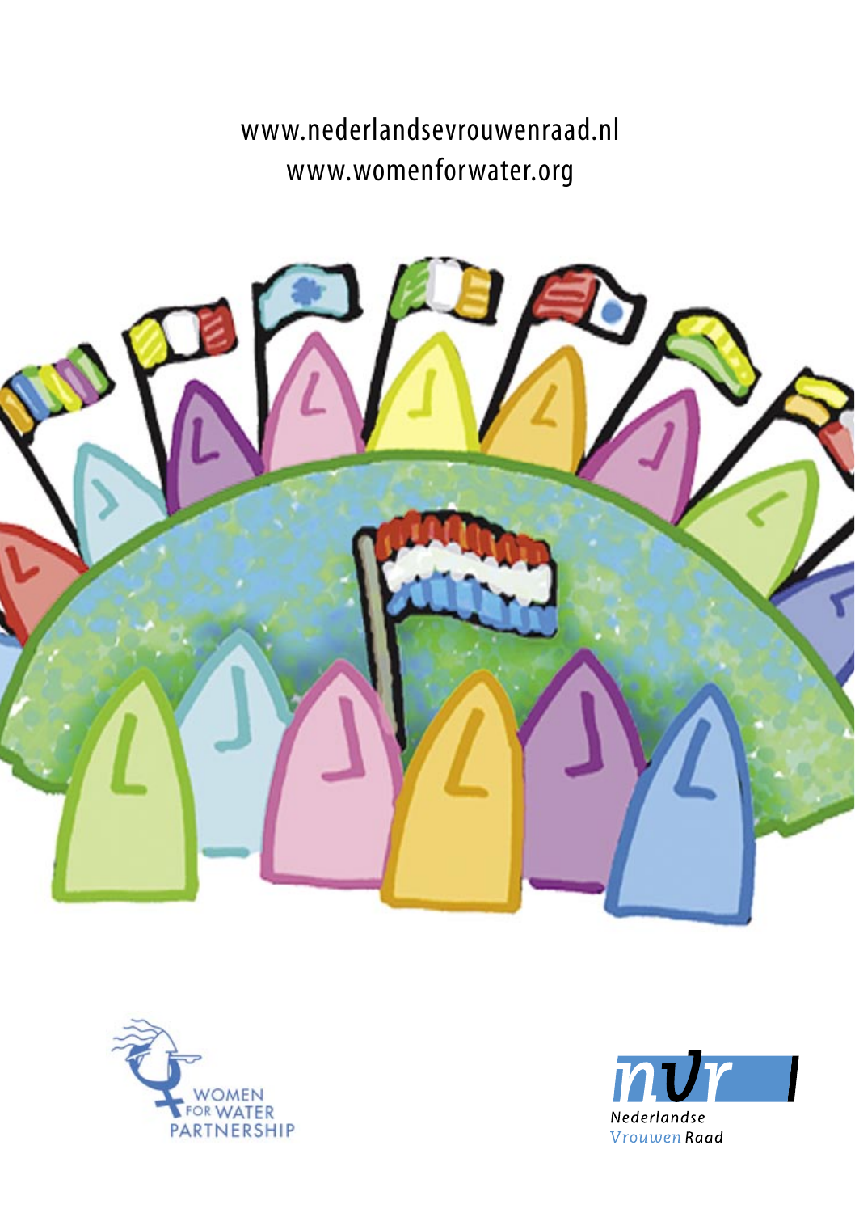www.nederlandsevrouwenraad.nl
www.womenforwater.org

WOMEN FOR WATER PARTNERSHIP

Nederlandse Vrouwen Raad